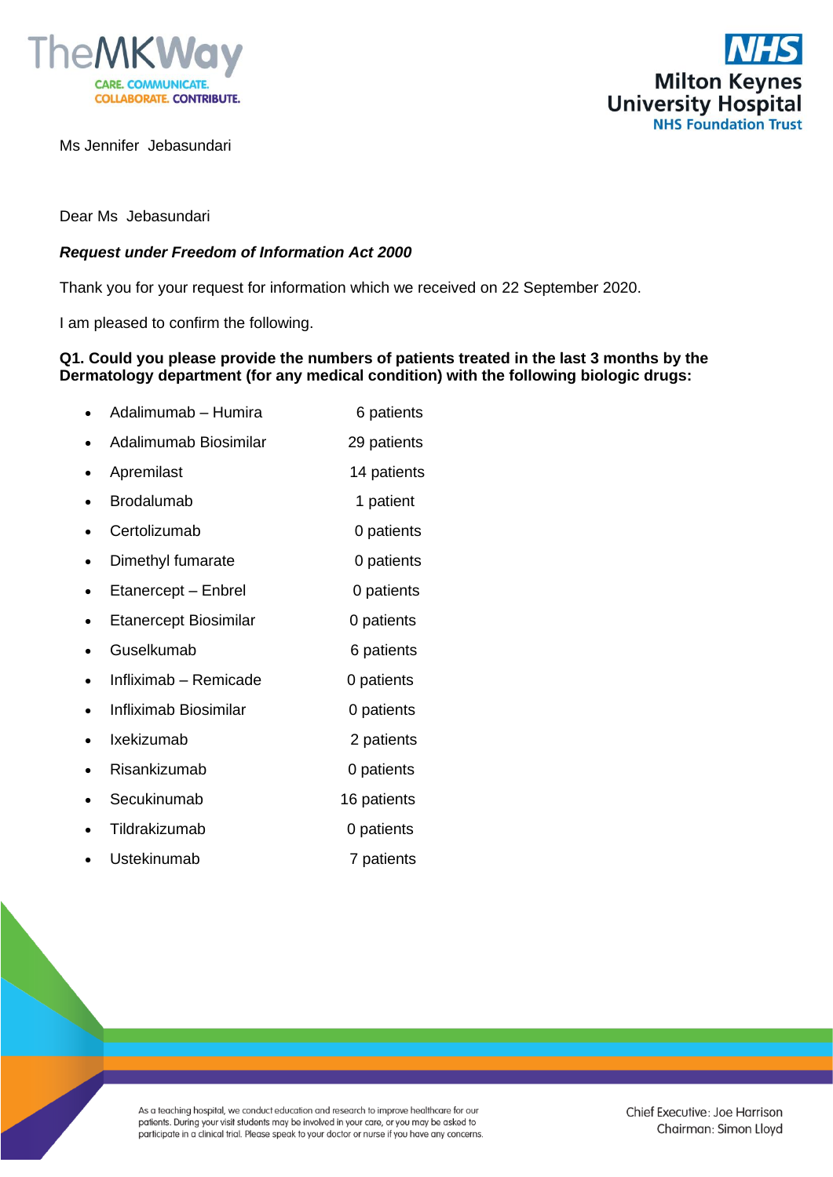Ms Jennifer Jebasundari

Dear Ms Jebasundari

***Request under Freedom of Information Act 2000***

Thank you for your request for information which we received on 22 September 2020.

I am pleased to confirm the following.

**Q1. Could you please provide the numbers of patients treated in the last 3 months by the Dermatology department (for any medical condition) with the following biologic drugs:**

- Adalimumab – Humira 6 patients
- Adalimumab Biosimilar 29 patients
- Apremilast 14 patients
- Brodalumab 1 patient
- Certolizumab 0 patients
- Dimethyl fumarate 0 patients
- Etanercept – Enbrel 0 patients
- Etanercept Biosimilar 0 patients
- Guselkumab 6 patients
- Infliximab – Remicade 0 patients
- Infliximab Biosimilar 0 patients
- Ixekizumab 2 patients
- Risankizumab 0 patients
- Secukinumab 16 patients
- Tildrakizumab 0 patients
- Ustekinumab 7 patients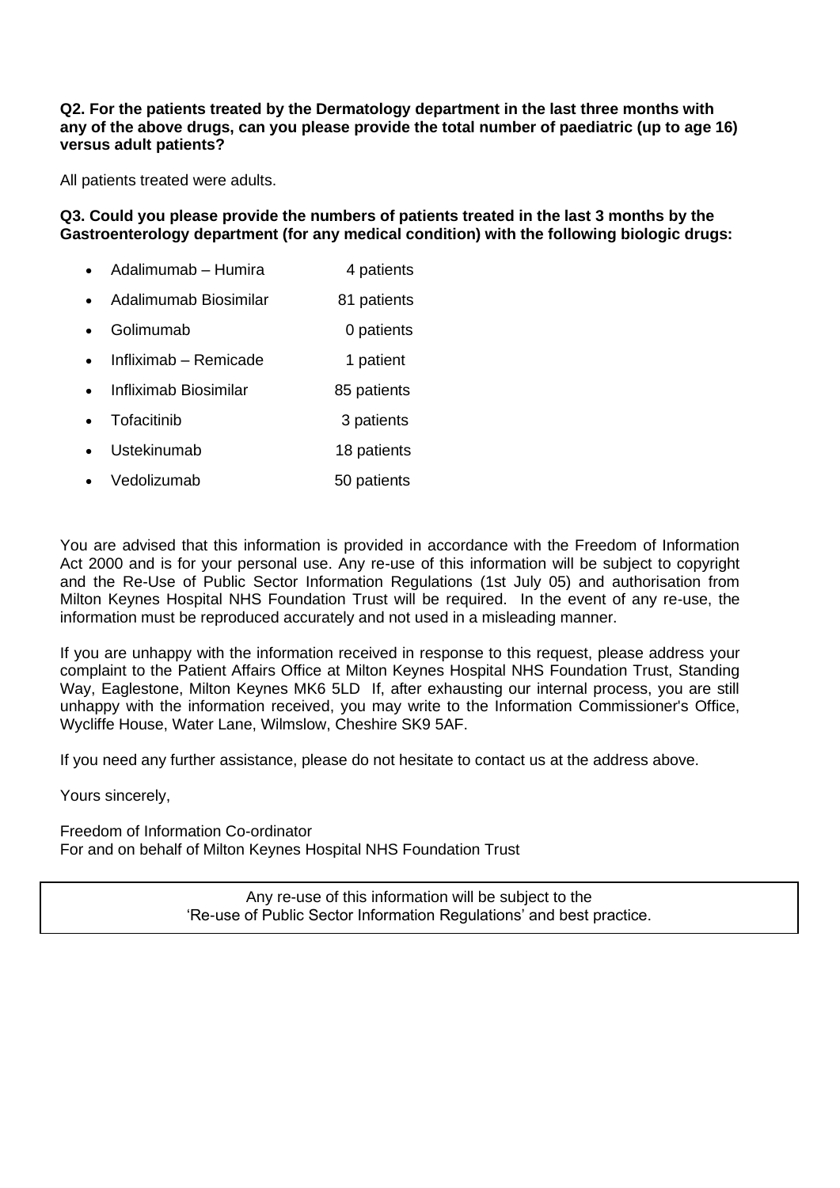**Q2. For the patients treated by the Dermatology department in the last three months with any of the above drugs, can you please provide the total number of paediatric (up to age 16) versus adult patients?**

All patients treated were adults.

**Q3. Could you please provide the numbers of patients treated in the last 3 months by the Gastroenterology department (for any medical condition) with the following biologic drugs:**

- Adalimumab – Humira 4 patients
- Adalimumab Biosimilar 81 patients
- Golimumab 0 patients
- Infliximab – Remicade 1 patient
- Infliximab Biosimilar 85 patients
- Tofacitinib 3 patients
- Ustekinumab 18 patients
- Vedolizumab 50 patients

You are advised that this information is provided in accordance with the Freedom of Information Act 2000 and is for your personal use. Any re-use of this information will be subject to copyright and the Re-Use of Public Sector Information Regulations (1st July 05) and authorisation from Milton Keynes Hospital NHS Foundation Trust will be required. In the event of any re-use, the information must be reproduced accurately and not used in a misleading manner.

If you are unhappy with the information received in response to this request, please address your complaint to the Patient Affairs Office at Milton Keynes Hospital NHS Foundation Trust, Standing Way, Eaglestone, Milton Keynes MK6 5LD If, after exhausting our internal process, you are still unhappy with the information received, you may write to the Information Commissioner's Office, Wycliffe House, Water Lane, Wilmslow, Cheshire SK9 5AF.

If you need any further assistance, please do not hesitate to contact us at the address above.

Yours sincerely,

Freedom of Information Co-ordinator
For and on behalf of Milton Keynes Hospital NHS Foundation Trust

Any re-use of this information will be subject to the
'Re-use of Public Sector Information Regulations' and best practice.